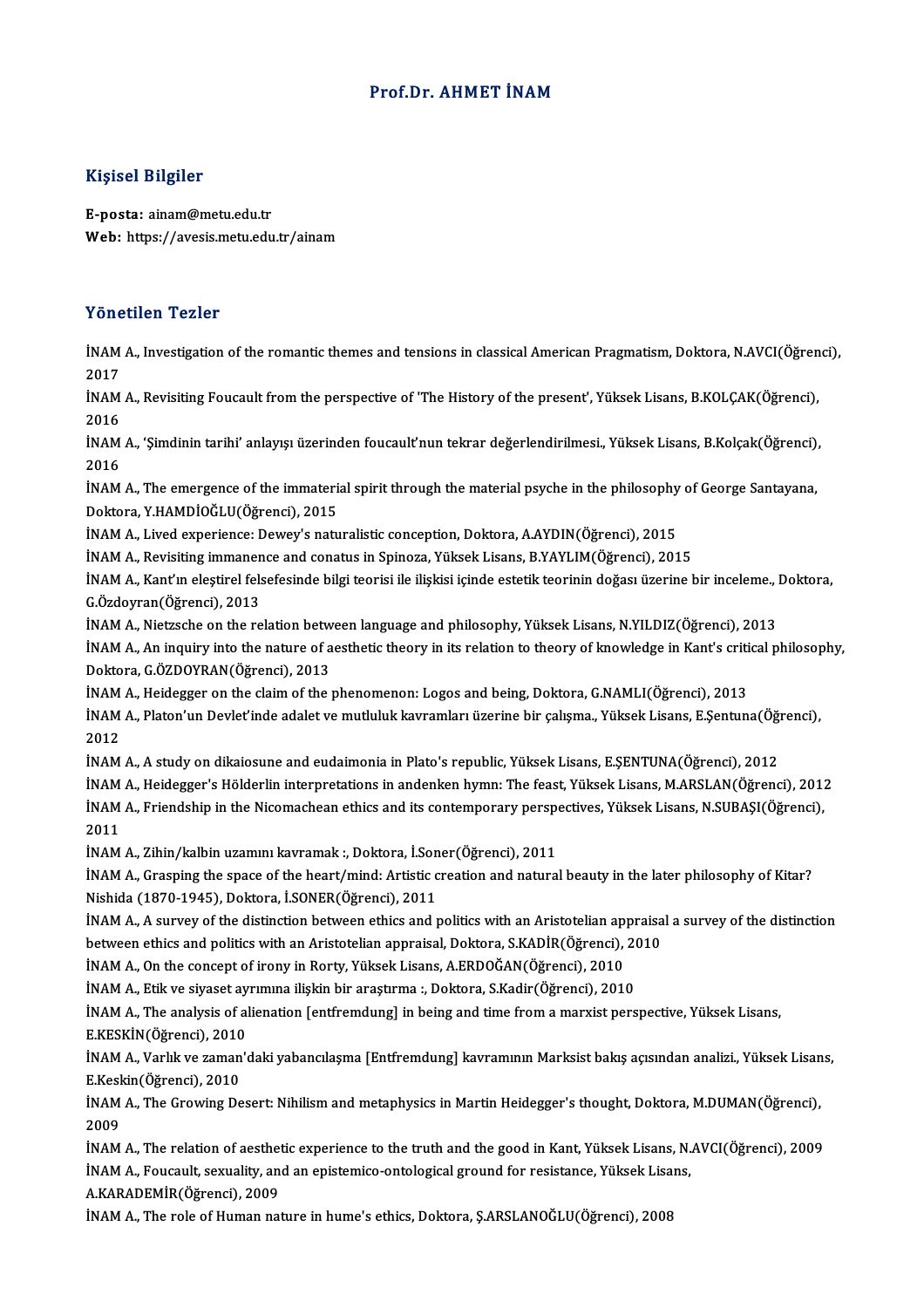# Prof.Dr. AHMET İNAM

## Kişisel Bilgiler

**E-posta:** ainam@metu.edu.tr
**Web:** https://avesis.metu.edu.tr/ainam

## Yönetilen Tezler

İNAM A., Investigation of the romantic themes and tensions in classical American Pragmatism, Doktora, N.AVCI(Öğrenci), 2017

İNAM A., Revisiting Foucault from the perspective of 'The History of the present', Yüksek Lisans, B.KOLÇAK(Öğrenci), 2016

İNAM A., 'Şimdinin tarihi' anlayışı üzerinden foucault'nun tekrar değerlendirilmesi., Yüksek Lisans, B.Kolçak(Öğrenci), 2016

İNAM A., The emergence of the immaterial spirit through the material psyche in the philosophy of George Santayana, Doktora, Y.HAMDİOĞLU(Öğrenci), 2015

İNAM A., Lived experience: Dewey's naturalistic conception, Doktora, A.AYDIN(Öğrenci), 2015

İNAM A., Revisiting immanence and conatus in Spinoza, Yüksek Lisans, B.YAYLIM(Öğrenci), 2015

İNAM A., Kant'ın eleştirel felsefesinde bilgi teorisi ile ilişkisi içinde estetik teorinin doğası üzerine bir inceleme., Doktora, G.Özdoyran(Öğrenci), 2013

İNAM A., Nietzsche on the relation between language and philosophy, Yüksek Lisans, N.YILDIZ(Öğrenci), 2013

İNAM A., An inquiry into the nature of aesthetic theory in its relation to theory of knowledge in Kant's critical philosophy, Doktora, G.ÖZDOYRAN(Öğrenci), 2013

İNAM A., Heidegger on the claim of the phenomenon: Logos and being, Doktora, G.NAMLI(Öğrenci), 2013

İNAM A., Platon'un Devlet'inde adalet ve mutluluk kavramları üzerine bir çalışma., Yüksek Lisans, E.Şentuna(Öğrenci), 2012

İNAM A., A study on dikaiosune and eudaimonia in Plato's republic, Yüksek Lisans, E.ŞENTUNA(Öğrenci), 2012

İNAM A., Heidegger's Hölderlin interpretations in andenken hymn: The feast, Yüksek Lisans, M.ARSLAN(Öğrenci), 2012

İNAM A., Friendship in the Nicomachean ethics and its contemporary perspectives, Yüksek Lisans, N.SUBAŞI(Öğrenci), 2011

İNAM A., Zihin/kalbin uzamını kavramak :, Doktora, İ.Soner(Öğrenci), 2011

İNAM A., Grasping the space of the heart/mind: Artistic creation and natural beauty in the later philosophy of Kitar? Nishida (1870-1945), Doktora, İ.SONER(Öğrenci), 2011

İNAM A., A survey of the distinction between ethics and politics with an Aristotelian appraisal a survey of the distinction between ethics and politics with an Aristotelian appraisal, Doktora, S.KADİR(Öğrenci), 2010

İNAM A., On the concept of irony in Rorty, Yüksek Lisans, A.ERDOĞAN(Öğrenci), 2010

İNAM A., Etik ve siyaset ayrımına ilişkin bir araştırma :, Doktora, S.Kadir(Öğrenci), 2010

İNAM A., The analysis of alienation [entfremdung] in being and time from a marxist perspective, Yüksek Lisans, E.KESKİN(Öğrenci), 2010

İNAM A., Varlık ve zaman'daki yabancılaşma [Entfremdung] kavramının Marksist bakış açısından analizi., Yüksek Lisans, E.Keskin(Öğrenci), 2010

İNAM A., The Growing Desert: Nihilism and metaphysics in Martin Heidegger's thought, Doktora, M.DUMAN(Öğrenci), 2009

İNAM A., The relation of aesthetic experience to the truth and the good in Kant, Yüksek Lisans, N.AVCI(Öğrenci), 2009

İNAM A., Foucault, sexuality, and an epistemico-ontological ground for resistance, Yüksek Lisans, A.KARADEMİR(Öğrenci), 2009

İNAM A., The role of Human nature in hume's ethics, Doktora, Ş.ARSLANOĞLU(Öğrenci), 2008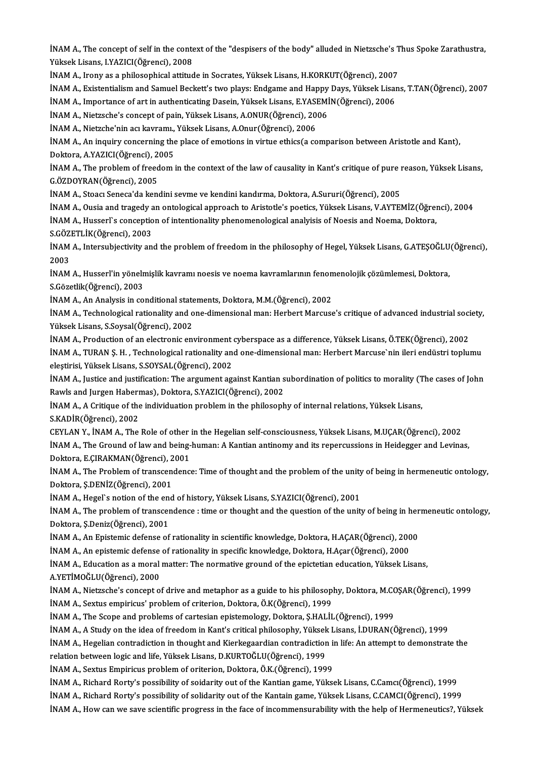İNAM A., The concept of self in the context of the "despisers of the body" alluded in Nietzsche's Thus Spoke Zarathustra, Yüksek Lisans, I.YAZICI(Öğrenci), 2008

İNAM A., Irony as a philosophical attitude in Socrates, Yüksek Lisans, H.KORKUT(Öğrenci), 2007

İNAM A., Existentialism and Samuel Beckett's two plays: Endgame and Happy Days, Yüksek Lisans, T.TAN(Öğrenci), 2007

İNAM A., Importance of art in authenticating Dasein, Yüksek Lisans, E.YASEMİN(Öğrenci), 2006

İNAM A., Nietzsche's concept of pain, Yüksek Lisans, A.ONUR(Öğrenci), 2006

İNAM A., Nietzche'nin acı kavramı., Yüksek Lisans, A.Onur(Öğrenci), 2006

İNAM A., An inquiry concerning the place of emotions in virtue ethics(a comparison between Aristotle and Kant), Doktora, A.YAZICI(Öğrenci), 2005

İNAM A., The problem of freedom in the context of the law of causality in Kant's critique of pure reason, Yüksek Lisans, G.ÖZDOYRAN(Öğrenci), 2005

İNAM A., Stoacı Seneca'da kendini sevme ve kendini kandırma, Doktora, A.Sururi(Öğrenci), 2005

İNAM A., Ousia and tragedy an ontological approach to Aristotle's poetics, Yüksek Lisans, V.AYTEMİZ(Öğrenci), 2004

İNAM A., Husserl`s conception of intentionality phenomenological analyisis of Noesis and Noema, Doktora, S.GÖZETLİK(Öğrenci), 2003

İNAM A., Intersubjectivity and the problem of freedom in the philosophy of Hegel, Yüksek Lisans, G.ATEŞOĞLU(Öğrenci), 2003

İNAM A., Husserl'in yönelmişlik kavramı noesis ve noema kavramlarının fenomenolojik çözümlemesi, Doktora, S.Gözetlik(Öğrenci), 2003

İNAM A., An Analysis in conditional statements, Doktora, M.M.(Öğrenci), 2002

İNAM A., Technological rationality and one-dimensional man: Herbert Marcuse's critique of advanced industrial society, Yüksek Lisans, S.Soysal(Öğrenci), 2002

İNAM A., Production of an electronic environment cyberspace as a difference, Yüksek Lisans, Ö.TEK(Öğrenci), 2002

İNAM A., TURAN Ş. H. , Technological rationality and one-dimensional man: Herbert Marcuse`nin ileri endüstri toplumu eleştirisi, Yüksek Lisans, S.SOYSAL(Öğrenci), 2002

İNAM A., Justice and justification: The argument against Kantian subordination of politics to morality (The cases of John Rawls and Jurgen Habermas), Doktora, S.YAZICI(Öğrenci), 2002

İNAM A., A Critique of the individuation problem in the philosophy of internal relations, Yüksek Lisans, S.KADİR(Öğrenci), 2002

CEYLAN Y., İNAM A., The Role of other in the Hegelian self-consciousness, Yüksek Lisans, M.UÇAR(Öğrenci), 2002

İNAM A., The Ground of law and being-human: A Kantian antinomy and its repercussions in Heidegger and Levinas, Doktora, E.ÇIRAKMAN(Öğrenci), 2001

İNAM A., The Problem of transcendence: Time of thought and the problem of the unity of being in hermeneutic ontology, Doktora, Ş.DENİZ(Öğrenci), 2001

İNAM A., Hegel`s notion of the end of history, Yüksek Lisans, S.YAZICI(Öğrenci), 2001

İNAM A., The problem of transcendence : time or thought and the question of the unity of being in hermeneutic ontology, Doktora, Ş.Deniz(Öğrenci), 2001

İNAM A., An Epistemic defense of rationality in scientific knowledge, Doktora, H.AÇAR(Öğrenci), 2000

İNAM A., An epistemic defense of rationality in specific knowledge, Doktora, H.Açar(Öğrenci), 2000

İNAM A., Education as a moral matter: The normative ground of the epictetian education, Yüksek Lisans, A.YETİMOĞLU(Öğrenci), 2000

İNAM A., Nietzsche's concept of drive and metaphor as a guide to his philosophy, Doktora, M.COŞAR(Öğrenci), 1999

İNAM A., Sextus empiricus' problem of criterion, Doktora, Ö.K(Öğrenci), 1999

İNAM A., The Scope and problems of cartesian epistemology, Doktora, Ş.HALİL(Öğrenci), 1999

İNAM A., A Study on the idea of freedom in Kant's critical philosophy, Yüksek Lisans, İ.DURAN(Öğrenci), 1999

İNAM A., Hegelian contradiction in thought and Kierkegaardian contradiction in life: An attempt to demonstrate the relation between logic and life, Yüksek Lisans, D.KURTOĞLU(Öğrenci), 1999

İNAM A., Sextus Empiricus problem of oriterion, Doktora, Ö.K.(Öğrenci), 1999

İNAM A., Richard Rorty's possibility of soidarity out of the Kantian game, Yüksek Lisans, C.Camcı(Öğrenci), 1999

İNAM A., Richard Rorty's possibility of solidarity out of the Kantain game, Yüksek Lisans, C.CAMCI(Öğrenci), 1999

İNAM A., How can we save scientific progress in the face of incommensurability with the help of Hermeneutics?, Yüksek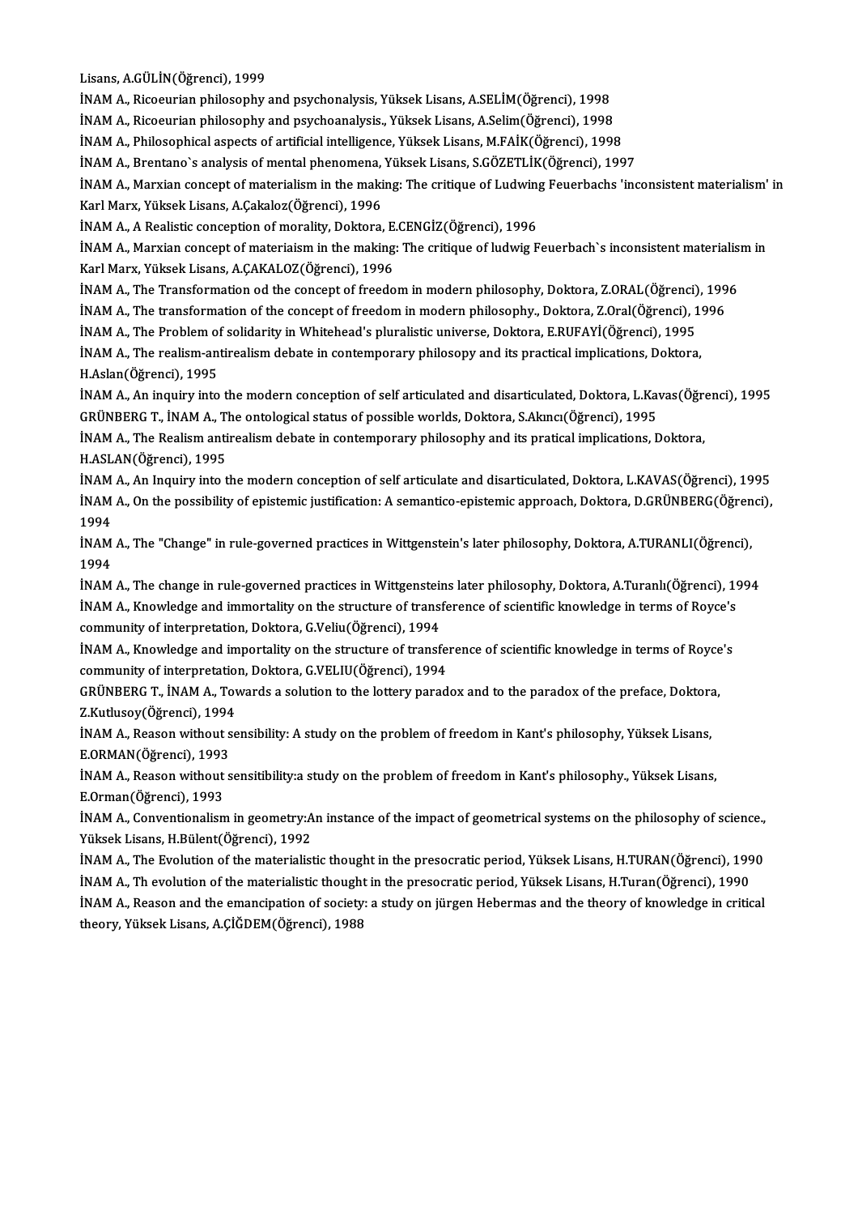Lisans, A.GÜLİN(Öğrenci), 1999

İNAM A., Ricoeurian philosophy and psychonalysis, Yüksek Lisans, A.SELİM(Öğrenci), 1998

İNAM A., Ricoeurian philosophy and psychoanalysis., Yüksek Lisans, A.Selim(Öğrenci), 1998

İNAM A., Philosophical aspects of artificial intelligence, Yüksek Lisans, M.FAİK(Öğrenci), 1998

İNAM A., Brentano`s analysis of mental phenomena, Yüksek Lisans, S.GÖZETLİK(Öğrenci), 1997

İNAM A., Marxian concept of materialism in the making: The critique of Ludwing Feuerbachs 'inconsistent materialism' in Karl Marx, Yüksek Lisans, A.Çakaloz(Öğrenci), 1996

İNAM A., A Realistic conception of morality, Doktora, E.CENGİZ(Öğrenci), 1996

İNAM A., Marxian concept of materiaism in the making: The critique of ludwig Feuerbach`s inconsistent materialism in Karl Marx, Yüksek Lisans, A.ÇAKALOZ(Öğrenci), 1996

İNAM A., The Transformation od the concept of freedom in modern philosophy, Doktora, Z.ORAL(Öğrenci), 1996

İNAM A., The transformation of the concept of freedom in modern philosophy., Doktora, Z.Oral(Öğrenci), 1996

İNAM A., The Problem of solidarity in Whitehead's pluralistic universe, Doktora, E.RUFAYİ(Öğrenci), 1995

İNAM A., The realism-antirealism debate in contemporary philosopy and its practical implications, Doktora, H.Aslan(Öğrenci), 1995

İNAM A., An inquiry into the modern conception of self articulated and disarticulated, Doktora, L.Kavas(Öğrenci), 1995

GRÜNBERG T., İNAM A., The ontological status of possible worlds, Doktora, S.Akıncı(Öğrenci), 1995

İNAM A., The Realism antirealism debate in contemporary philosophy and its pratical implications, Doktora, H.ASLAN(Öğrenci), 1995

İNAM A., An Inquiry into the modern conception of self articulate and disarticulated, Doktora, L.KAVAS(Öğrenci), 1995

İNAM A., On the possibility of epistemic justification: A semantico-epistemic approach, Doktora, D.GRÜNBERG(Öğrenci), 1994

İNAM A., The "Change" in rule-governed practices in Wittgenstein's later philosophy, Doktora, A.TURANLI(Öğrenci), 1994

İNAM A., The change in rule-governed practices in Wittgensteins later philosophy, Doktora, A.Turanlı(Öğrenci), 1994

İNAM A., Knowledge and immortality on the structure of transference of scientific knowledge in terms of Royce's community of interpretation, Doktora, G.Veliu(Öğrenci), 1994

İNAM A., Knowledge and importality on the structure of transference of scientific knowledge in terms of Royce's community of interpretation, Doktora, G.VELIU(Öğrenci), 1994

GRÜNBERG T., İNAM A., Towards a solution to the lottery paradox and to the paradox of the preface, Doktora, Z.Kutlusoy(Öğrenci), 1994

İNAM A., Reason without sensibility: A study on the problem of freedom in Kant's philosophy, Yüksek Lisans, E.ORMAN(Öğrenci), 1993

İNAM A., Reason without sensitibility:a study on the problem of freedom in Kant's philosophy., Yüksek Lisans, E.Orman(Öğrenci), 1993

İNAM A., Conventionalism in geometry:An instance of the impact of geometrical systems on the philosophy of science., Yüksek Lisans, H.Bülent(Öğrenci), 1992

İNAM A., The Evolution of the materialistic thought in the presocratic period, Yüksek Lisans, H.TURAN(Öğrenci), 1990

İNAM A., Th evolution of the materialistic thought in the presocratic period, Yüksek Lisans, H.Turan(Öğrenci), 1990

İNAM A., Reason and the emancipation of society: a study on jürgen Hebermas and the theory of knowledge in critical theory, Yüksek Lisans, A.ÇİĞDEM(Öğrenci), 1988